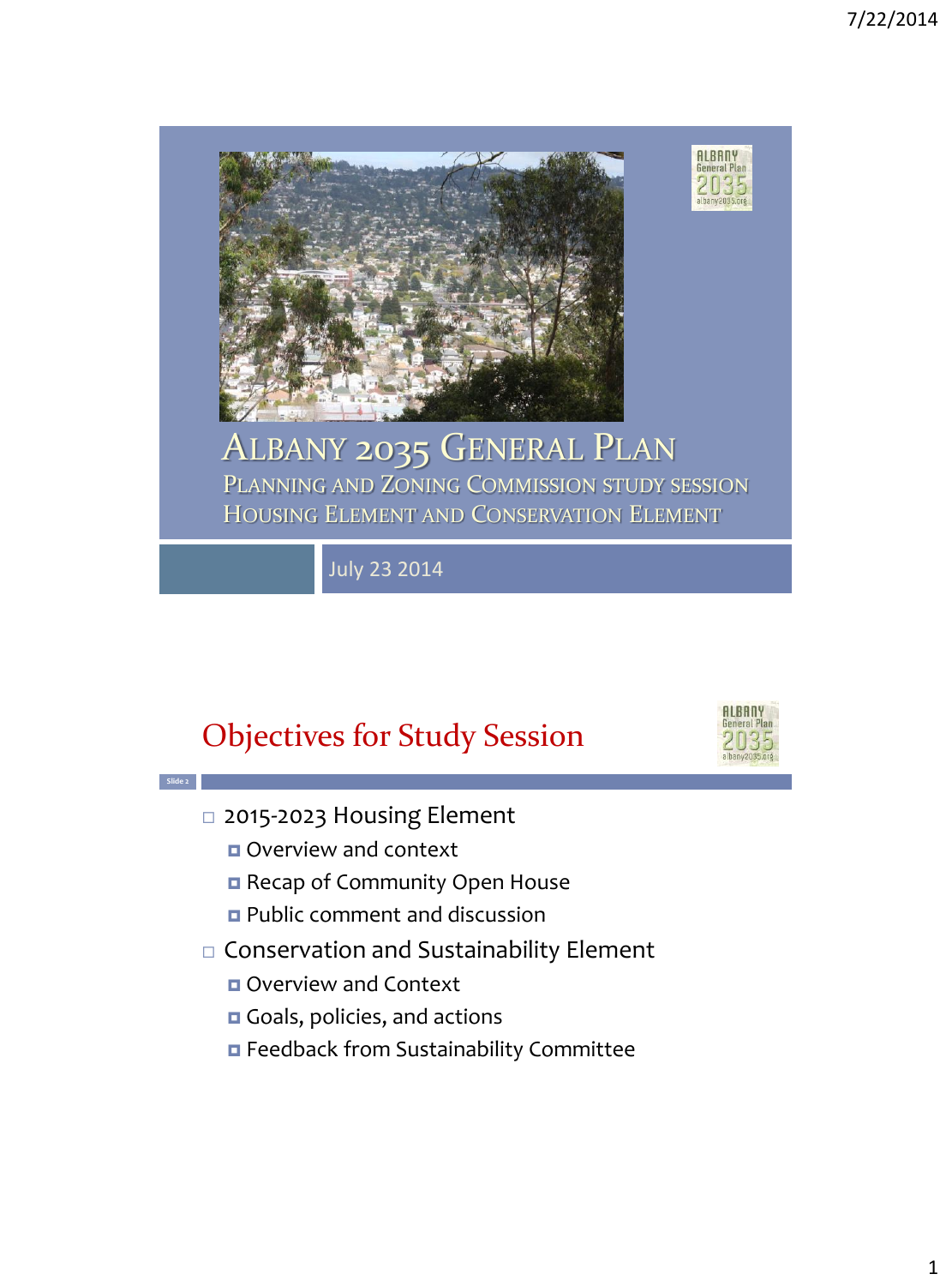# Albany 2035 General Plan

Planning and Zoning Commission study session
Housing Element and Conservation Element

July 23 2014

## Objectives for Study Session

- 2015-2023 Housing Element
  - Overview and context
  - Recap of Community Open House
  - Public comment and discussion
- Conservation and Sustainability Element
  - Overview and Context
  - Goals, policies, and actions
  - Feedback from Sustainability Committee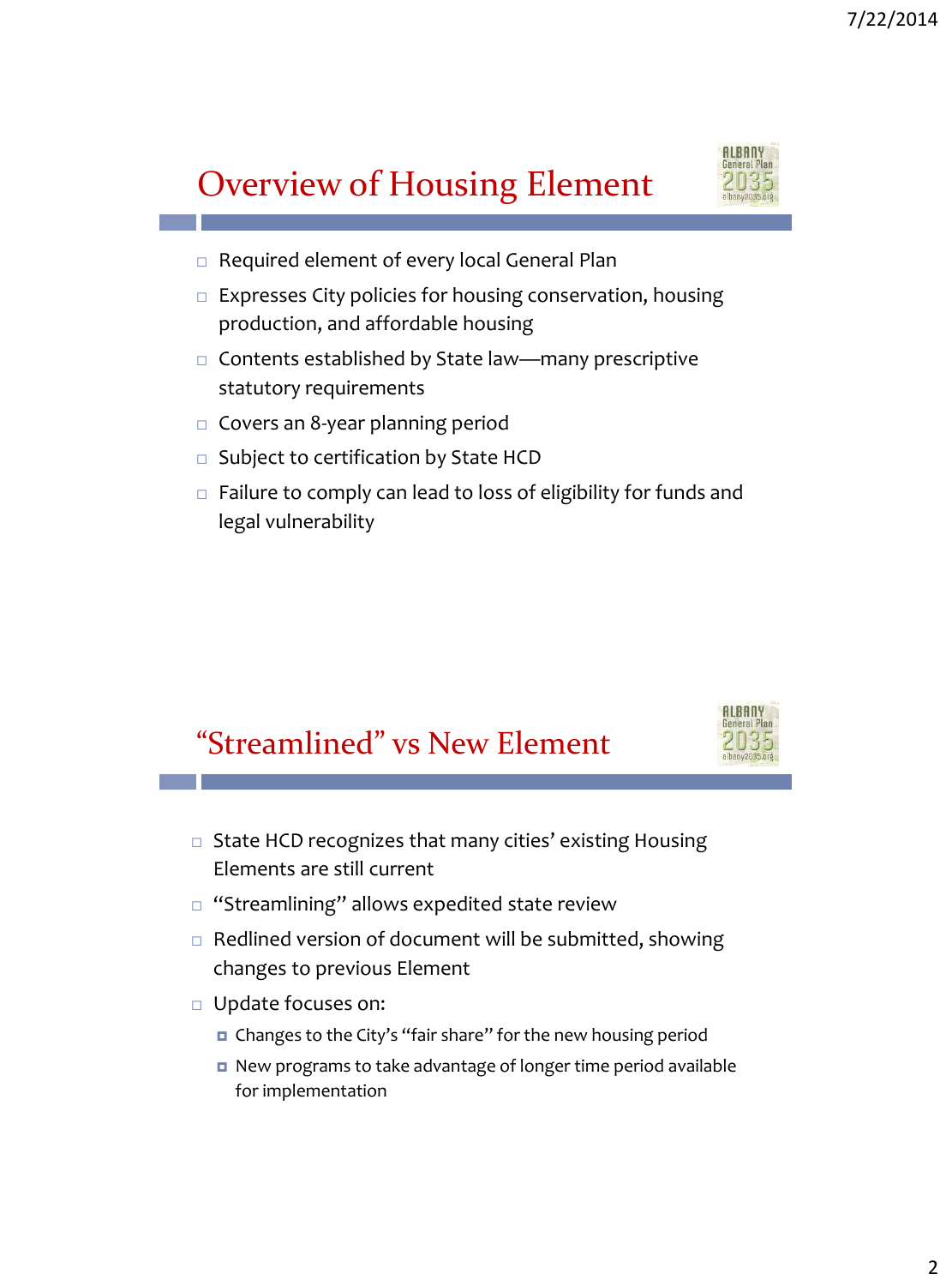## Overview of Housing Element

- Required element of every local General Plan
- Expresses City policies for housing conservation, housing production, and affordable housing
- Contents established by State law—many prescriptive statutory requirements
- Covers an 8-year planning period
- Subject to certification by State HCD
- Failure to comply can lead to loss of eligibility for funds and legal vulnerability

## "Streamlined" vs New Element

- State HCD recognizes that many cities' existing Housing Elements are still current
- "Streamlining" allows expedited state review
- Redlined version of document will be submitted, showing changes to previous Element
- Update focuses on:
  - Changes to the City's "fair share" for the new housing period
  - New programs to take advantage of longer time period available for implementation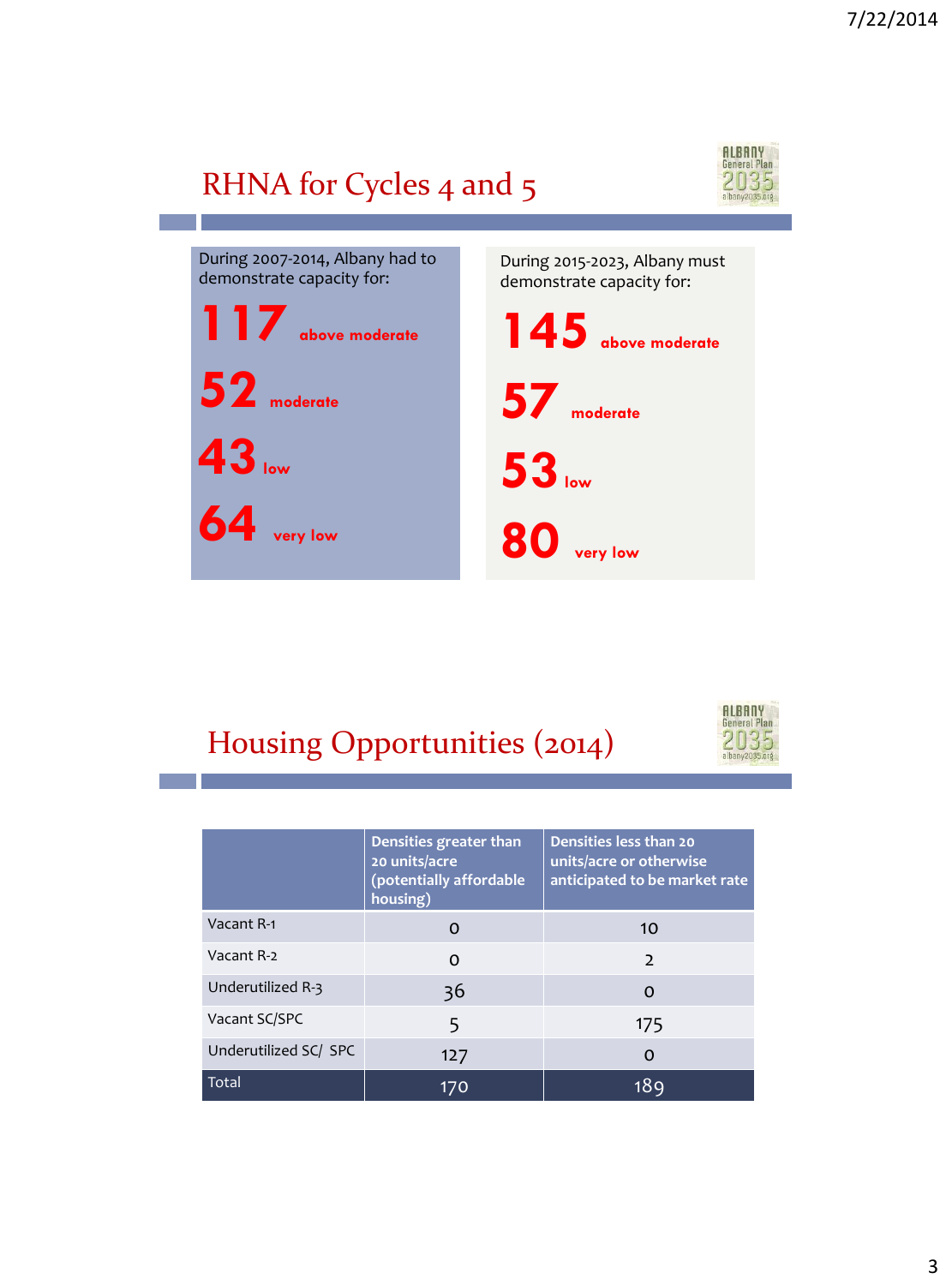# RHNA for Cycles 4 and 5

During 2007-2014, Albany had to demonstrate capacity for:

**117** above moderate

**52** moderate

**43** low

**64** very low

During 2015-2023, Albany must demonstrate capacity for:

**145** above moderate

**57** moderate

**53** low

**80** very low

# Housing Opportunities (2014)

| | Densities greater than 20 units/acre (potentially affordable housing) | Densities less than 20 units/acre or otherwise anticipated to be market rate |
|---|---|---|
| Vacant R-1 | 0 | 10 |
| Vacant R-2 | 0 | 2 |
| Underutilized R-3 | 36 | 0 |
| Vacant SC/SPC | 5 | 175 |
| Underutilized SC/ SPC | 127 | 0 |
| Total | 170 | 189 |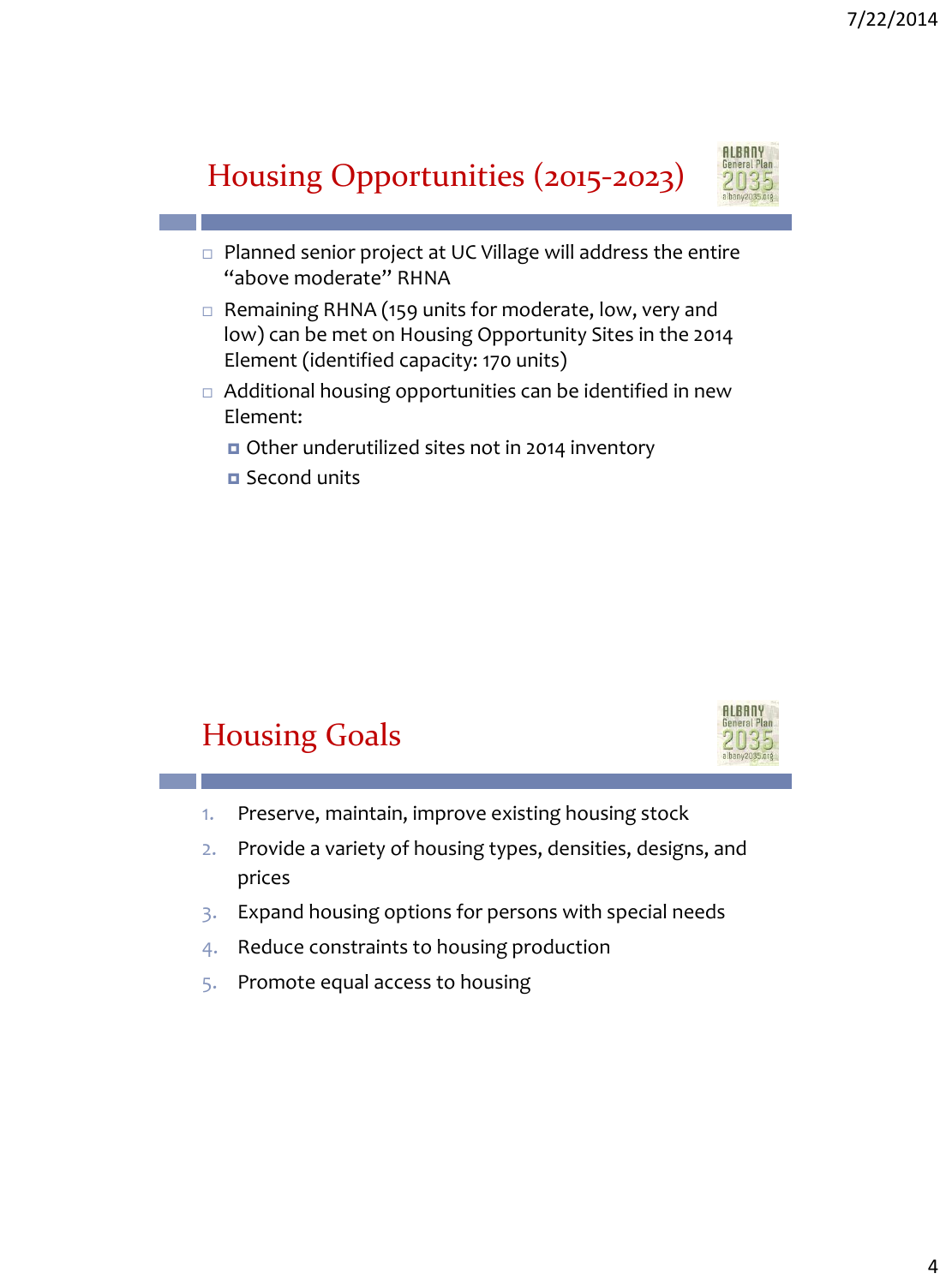## Housing Opportunities (2015-2023)

- Planned senior project at UC Village will address the entire "above moderate" RHNA
- Remaining RHNA (159 units for moderate, low, very and low) can be met on Housing Opportunity Sites in the 2014 Element (identified capacity: 170 units)
- Additional housing opportunities can be identified in new Element:
  - Other underutilized sites not in 2014 inventory
  - Second units

## Housing Goals

1. Preserve, maintain, improve existing housing stock
2. Provide a variety of housing types, densities, designs, and prices
3. Expand housing options for persons with special needs
4. Reduce constraints to housing production
5. Promote equal access to housing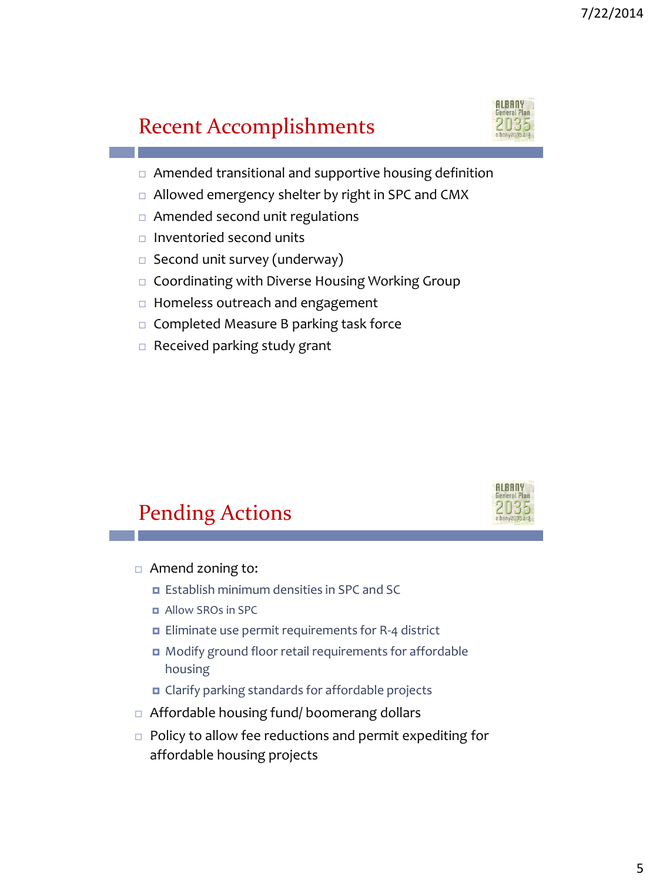## Recent Accomplishments

- Amended transitional and supportive housing definition
- Allowed emergency shelter by right in SPC and CMX
- Amended second unit regulations
- Inventoried second units
- Second unit survey (underway)
- Coordinating with Diverse Housing Working Group
- Homeless outreach and engagement
- Completed Measure B parking task force
- Received parking study grant

## Pending Actions

- Amend zoning to:
  - Establish minimum densities in SPC and SC
  - Allow SROs in SPC
  - Eliminate use permit requirements for R-4 district
  - Modify ground floor retail requirements for affordable housing
  - Clarify parking standards for affordable projects
- Affordable housing fund/ boomerang dollars
- Policy to allow fee reductions and permit expediting for affordable housing projects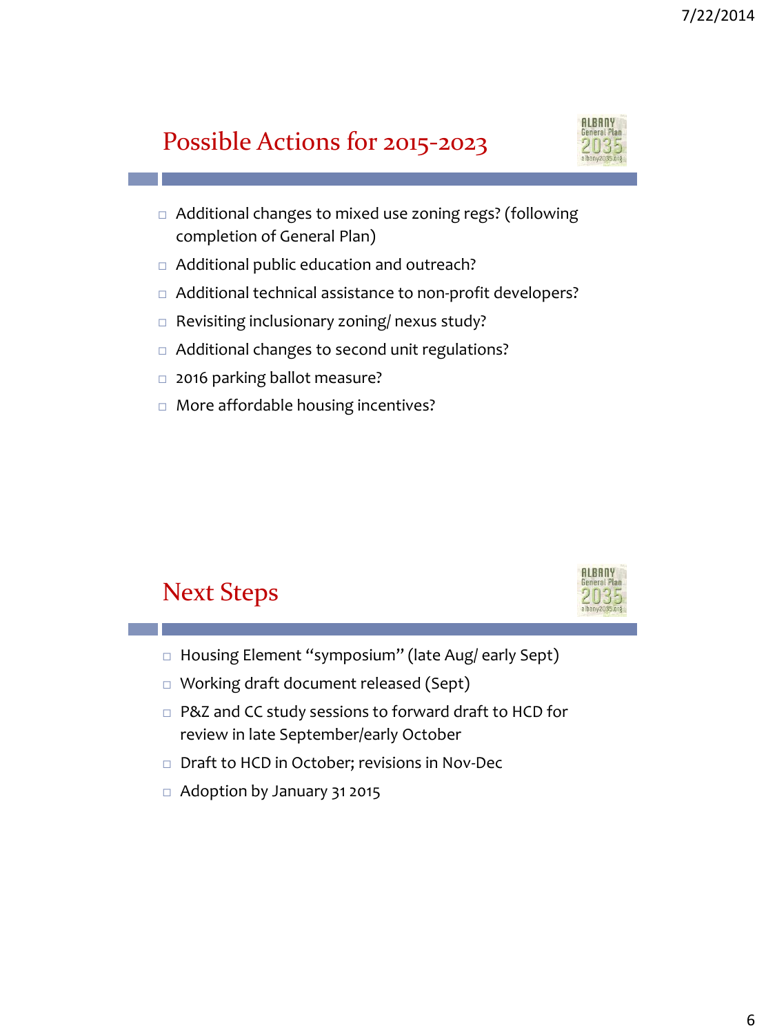## Possible Actions for 2015-2023

- Additional changes to mixed use zoning regs? (following completion of General Plan)
- Additional public education and outreach?
- Additional technical assistance to non-profit developers?
- Revisiting inclusionary zoning/ nexus study?
- Additional changes to second unit regulations?
- 2016 parking ballot measure?
- More affordable housing incentives?

## Next Steps

- Housing Element "symposium" (late Aug/ early Sept)
- Working draft document released (Sept)
- P&Z and CC study sessions to forward draft to HCD for review in late September/early October
- Draft to HCD in October; revisions in Nov-Dec
- Adoption by January 31 2015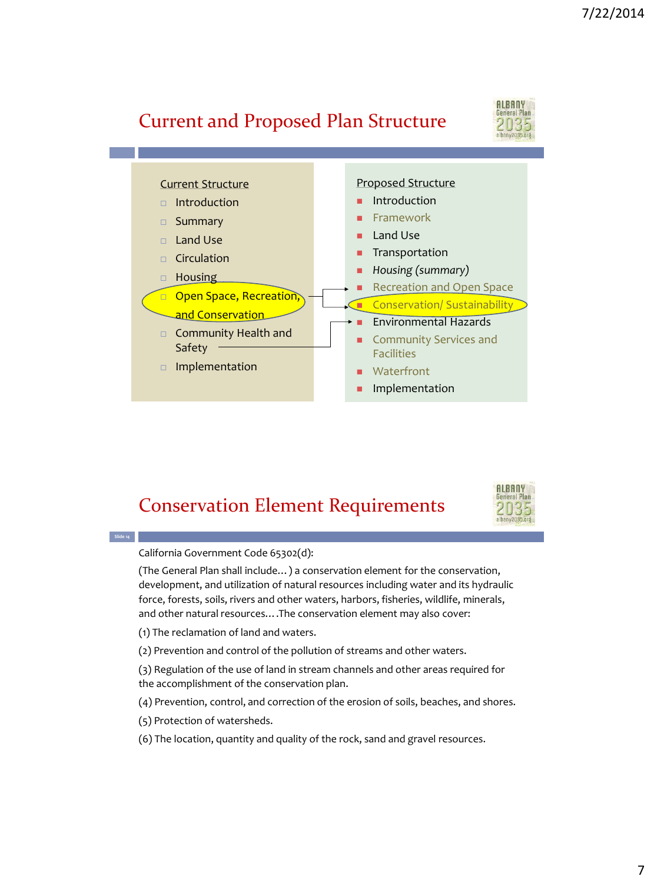## Current and Proposed Plan Structure

**Current Structure**

- Introduction
- Summary
- Land Use
- Circulation
- Housing
- Open Space, Recreation, and Conservation
- Community Health and Safety
- Implementation

**Proposed Structure**

- Introduction
- Framework
- Land Use
- Transportation
- *Housing (summary)*
- Recreation and Open Space
- Conservation/ Sustainability
- Environmental Hazards
- Community Services and Facilities
- Waterfront
- Implementation

## Conservation Element Requirements

California Government Code 65302(d):

(The General Plan shall include…) a conservation element for the conservation, development, and utilization of natural resources including water and its hydraulic force, forests, soils, rivers and other waters, harbors, fisheries, wildlife, minerals, and other natural resources….The conservation element may also cover:

(1) The reclamation of land and waters.

(2) Prevention and control of the pollution of streams and other waters.

(3) Regulation of the use of land in stream channels and other areas required for the accomplishment of the conservation plan.

(4) Prevention, control, and correction of the erosion of soils, beaches, and shores.

(5) Protection of watersheds.

(6) The location, quantity and quality of the rock, sand and gravel resources.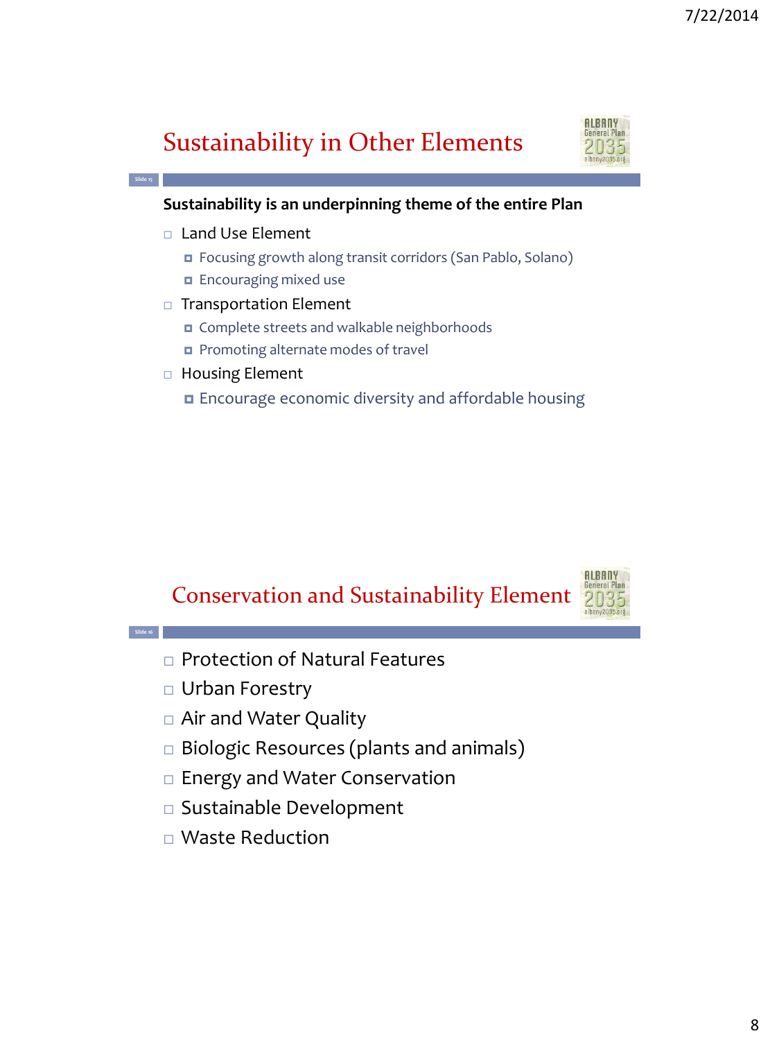## Sustainability in Other Elements

**Sustainability is an underpinning theme of the entire Plan**

- Land Use Element
  - Focusing growth along transit corridors (San Pablo, Solano)
  - Encouraging mixed use
- Transportation Element
  - Complete streets and walkable neighborhoods
  - Promoting alternate modes of travel
- Housing Element
  - Encourage economic diversity and affordable housing

## Conservation and Sustainability Element

- Protection of Natural Features
- Urban Forestry
- Air and Water Quality
- Biologic Resources (plants and animals)
- Energy and Water Conservation
- Sustainable Development
- Waste Reduction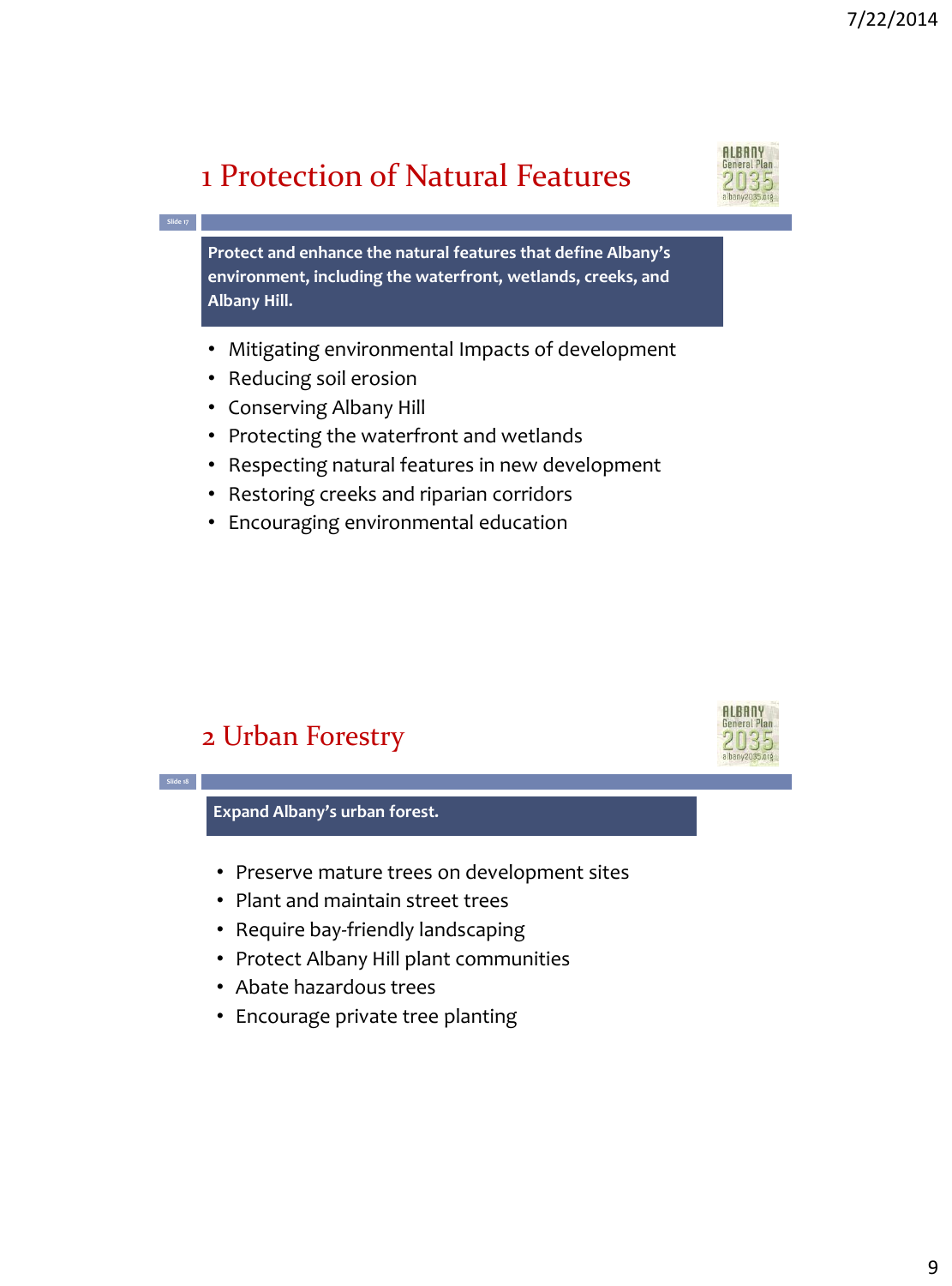## 1 Protection of Natural Features

**Protect and enhance the natural features that define Albany's environment, including the waterfront, wetlands, creeks, and Albany Hill.**

- Mitigating environmental Impacts of development
- Reducing soil erosion
- Conserving Albany Hill
- Protecting the waterfront and wetlands
- Respecting natural features in new development
- Restoring creeks and riparian corridors
- Encouraging environmental education

## 2 Urban Forestry

**Expand Albany's urban forest.**

- Preserve mature trees on development sites
- Plant and maintain street trees
- Require bay-friendly landscaping
- Protect Albany Hill plant communities
- Abate hazardous trees
- Encourage private tree planting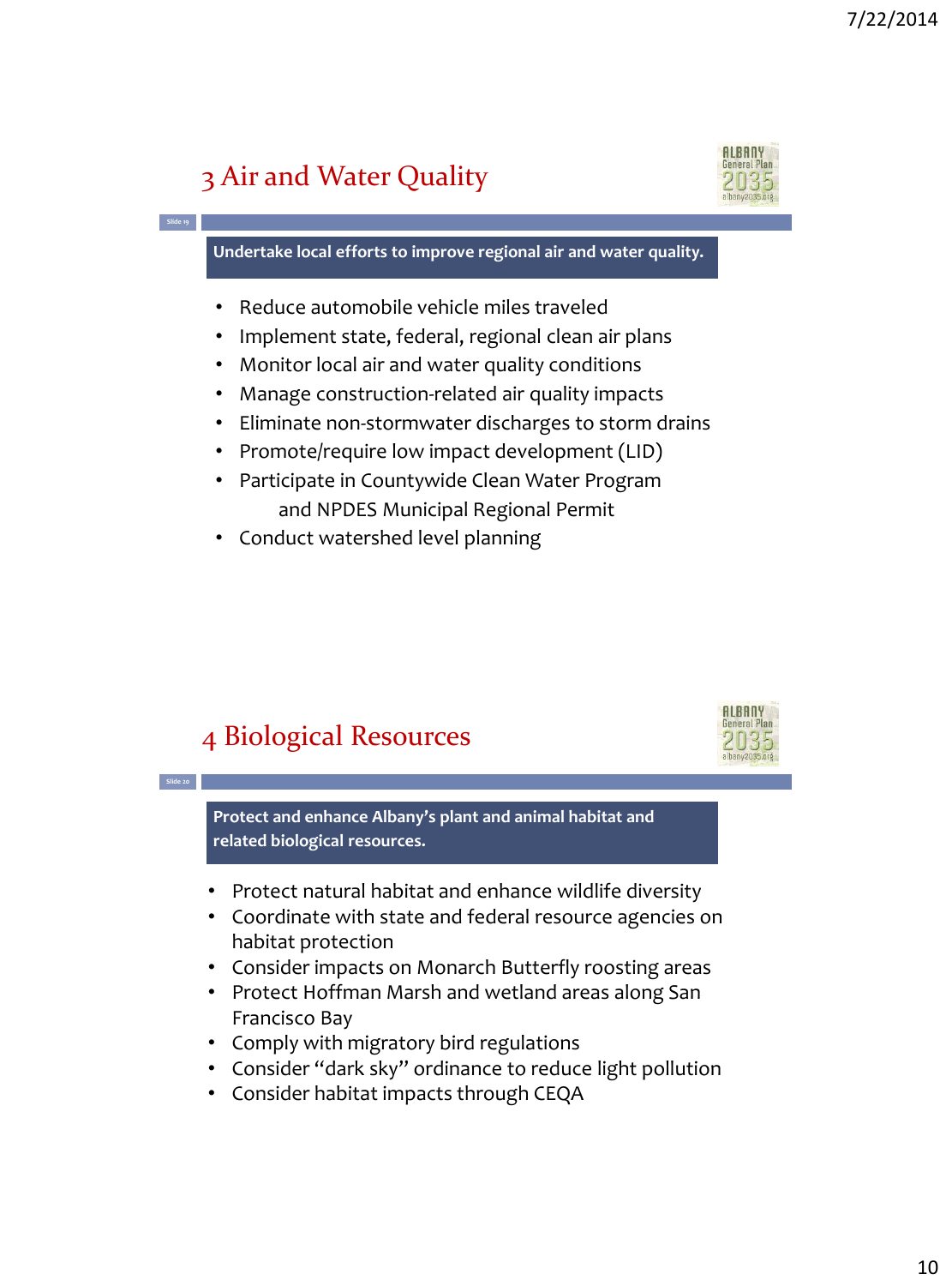## 3 Air and Water Quality

**Undertake local efforts to improve regional air and water quality.**

- Reduce automobile vehicle miles traveled
- Implement state, federal, regional clean air plans
- Monitor local air and water quality conditions
- Manage construction-related air quality impacts
- Eliminate non-stormwater discharges to storm drains
- Promote/require low impact development (LID)
- Participate in Countywide Clean Water Program and NPDES Municipal Regional Permit
- Conduct watershed level planning

## 4 Biological Resources

**Protect and enhance Albany's plant and animal habitat and related biological resources.**

- Protect natural habitat and enhance wildlife diversity
- Coordinate with state and federal resource agencies on habitat protection
- Consider impacts on Monarch Butterfly roosting areas
- Protect Hoffman Marsh and wetland areas along San Francisco Bay
- Comply with migratory bird regulations
- Consider "dark sky" ordinance to reduce light pollution
- Consider habitat impacts through CEQA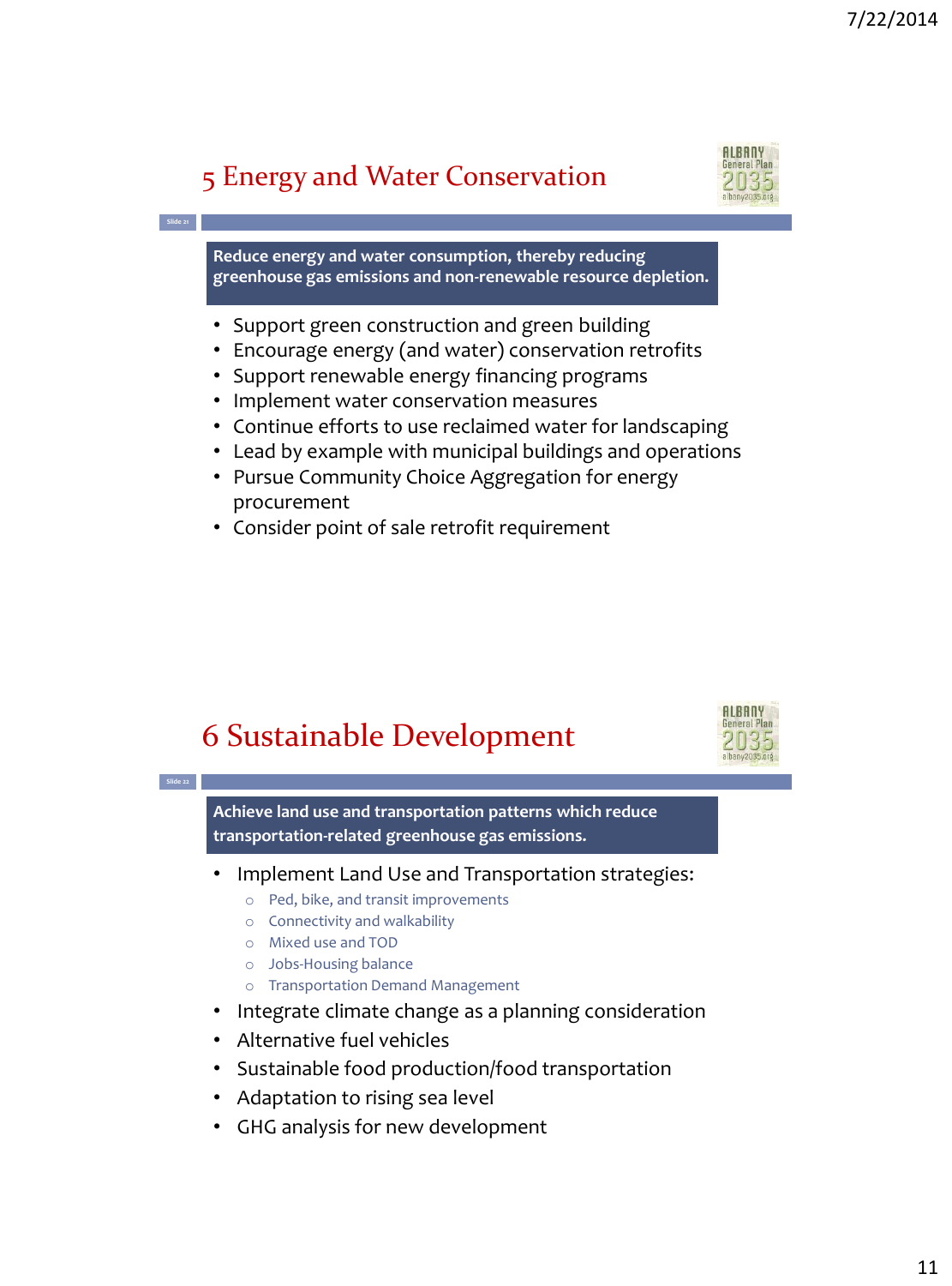## 5 Energy and Water Conservation

**Reduce energy and water consumption, thereby reducing greenhouse gas emissions and non-renewable resource depletion.**

- Support green construction and green building
- Encourage energy (and water) conservation retrofits
- Support renewable energy financing programs
- Implement water conservation measures
- Continue efforts to use reclaimed water for landscaping
- Lead by example with municipal buildings and operations
- Pursue Community Choice Aggregation for energy procurement
- Consider point of sale retrofit requirement

## 6 Sustainable Development

**Achieve land use and transportation patterns which reduce transportation-related greenhouse gas emissions.**

- Implement Land Use and Transportation strategies:
  - Ped, bike, and transit improvements
  - Connectivity and walkability
  - Mixed use and TOD
  - Jobs-Housing balance
  - Transportation Demand Management
- Integrate climate change as a planning consideration
- Alternative fuel vehicles
- Sustainable food production/food transportation
- Adaptation to rising sea level
- GHG analysis for new development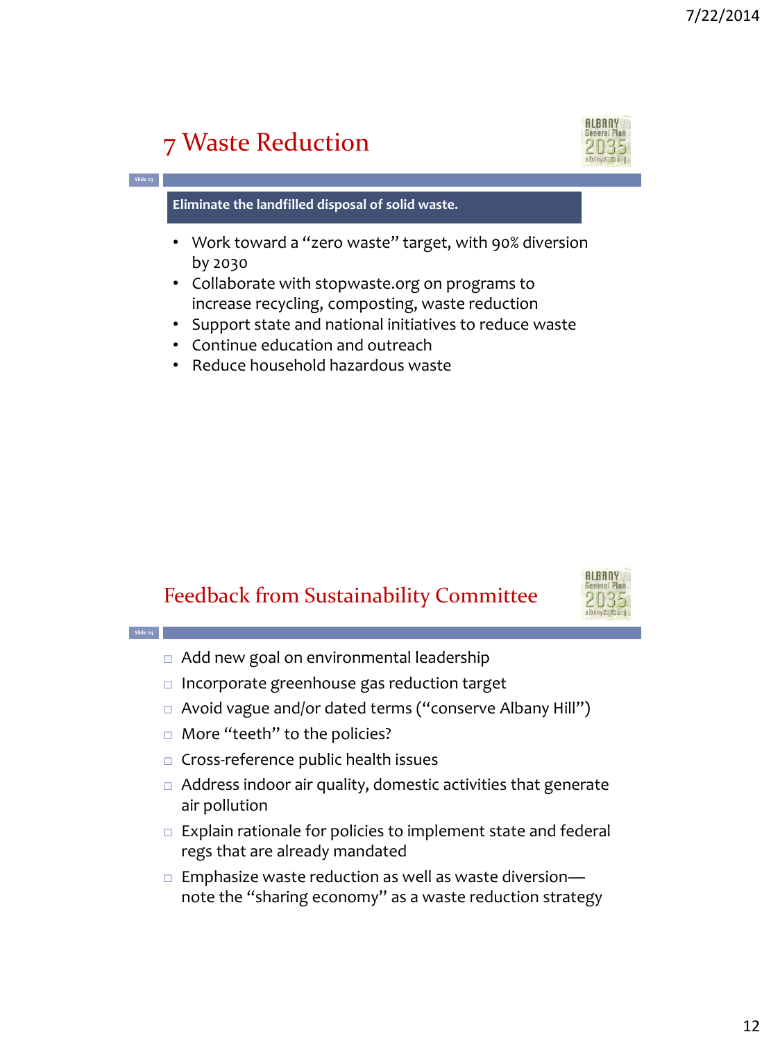## 7 Waste Reduction

**Eliminate the landfilled disposal of solid waste.**

- Work toward a "zero waste" target, with 90% diversion by 2030
- Collaborate with stopwaste.org on programs to increase recycling, composting, waste reduction
- Support state and national initiatives to reduce waste
- Continue education and outreach
- Reduce household hazardous waste

## Feedback from Sustainability Committee

- Add new goal on environmental leadership
- Incorporate greenhouse gas reduction target
- Avoid vague and/or dated terms ("conserve Albany Hill")
- More "teeth" to the policies?
- Cross-reference public health issues
- Address indoor air quality, domestic activities that generate air pollution
- Explain rationale for policies to implement state and federal regs that are already mandated
- Emphasize waste reduction as well as waste diversion—note the "sharing economy" as a waste reduction strategy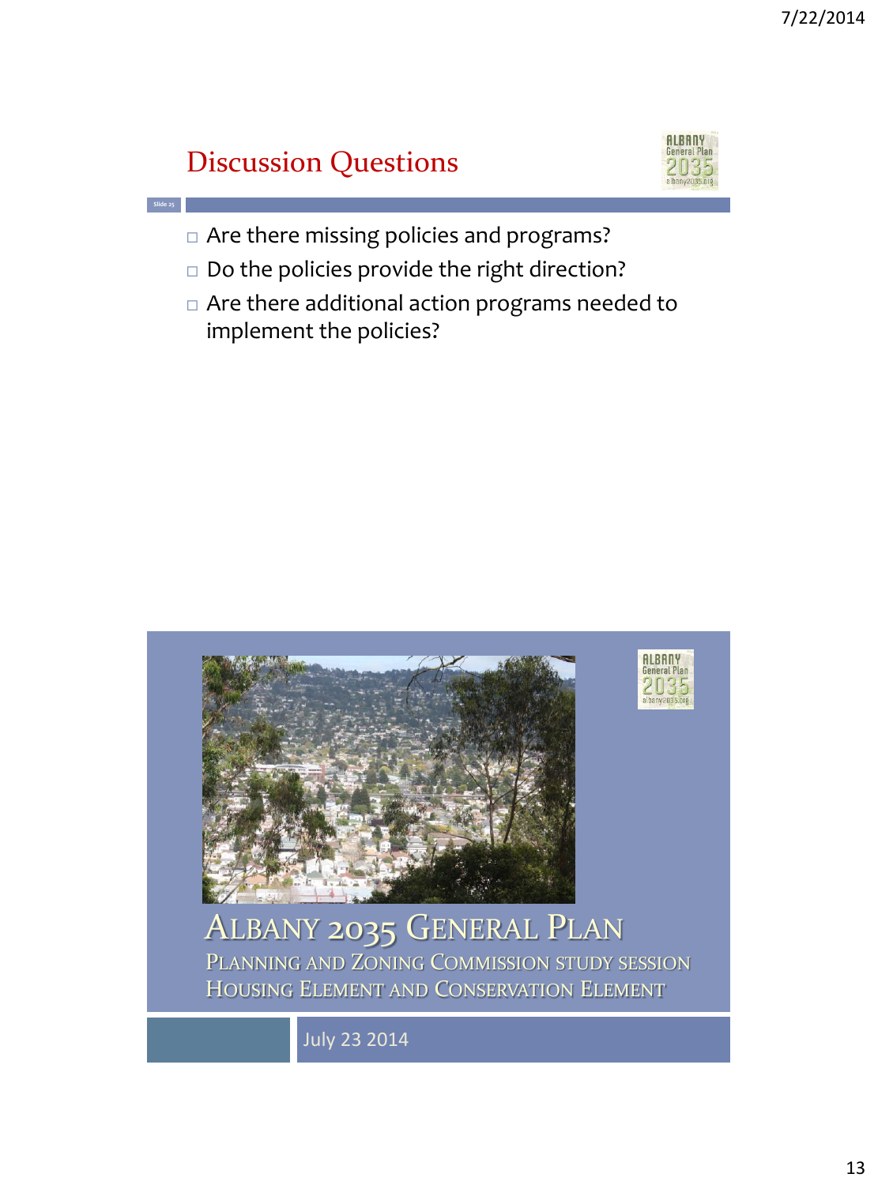## Discussion Questions

- Are there missing policies and programs?
- Do the policies provide the right direction?
- Are there additional action programs needed to implement the policies?

# Albany 2035 General Plan

Planning and Zoning Commission study session

Housing Element and Conservation Element

July 23 2014